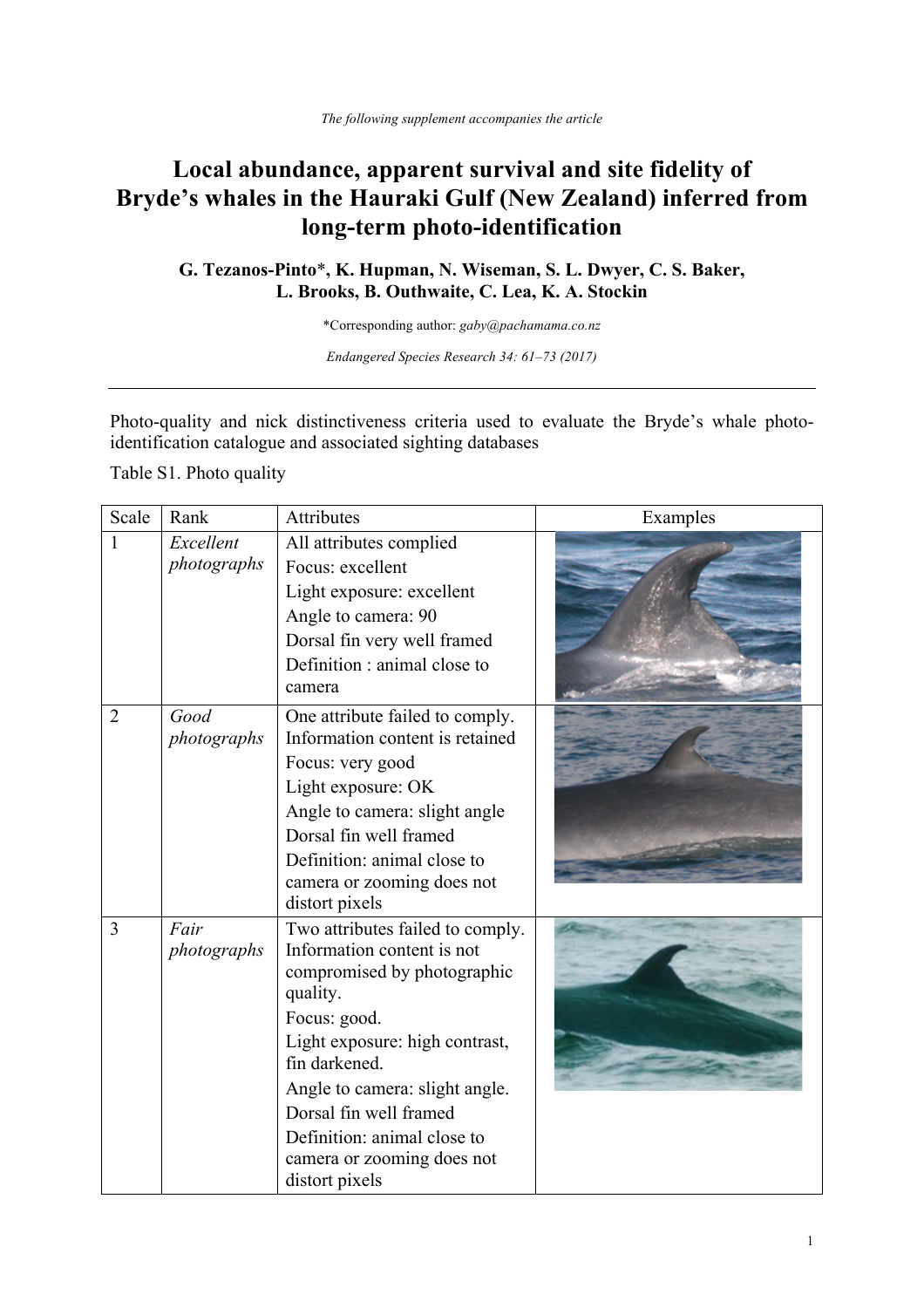*The following supplement accompanies the article*

# Local abundance, apparent survival and site fidelity of Bryde's whales in the Hauraki Gulf (New Zealand) inferred from long-term photo-identification

**G. Tezanos-Pinto\*, K. Hupman, N. Wiseman, S. L. Dwyer, C. S. Baker, L. Brooks, B. Outhwaite, C. Lea, K. A. Stockin**

\*Corresponding author: *gaby@pachamama.co.nz*

*Endangered Species Research 34: 61–73 (2017)*

---

Photo-quality and nick distinctiveness criteria used to evaluate the Bryde's whale photo-identification catalogue and associated sighting databases

Table S1. Photo quality

| Scale | Rank | Attributes | Examples |
|---|---|---|---|
| 1 | *Excellent photographs* | All attributes complied<br>Focus: excellent<br>Light exposure: excellent<br>Angle to camera: 90<br>Dorsal fin very well framed<br>Definition : animal close to camera | |
| 2 | *Good photographs* | One attribute failed to comply. Information content is retained<br>Focus: very good<br>Light exposure: OK<br>Angle to camera: slight angle<br>Dorsal fin well framed<br>Definition: animal close to camera or zooming does not distort pixels | |
| 3 | *Fair photographs* | Two attributes failed to comply. Information content is not compromised by photographic quality.<br>Focus: good.<br>Light exposure: high contrast, fin darkened.<br>Angle to camera: slight angle.<br>Dorsal fin well framed<br>Definition: animal close to camera or zooming does not distort pixels | |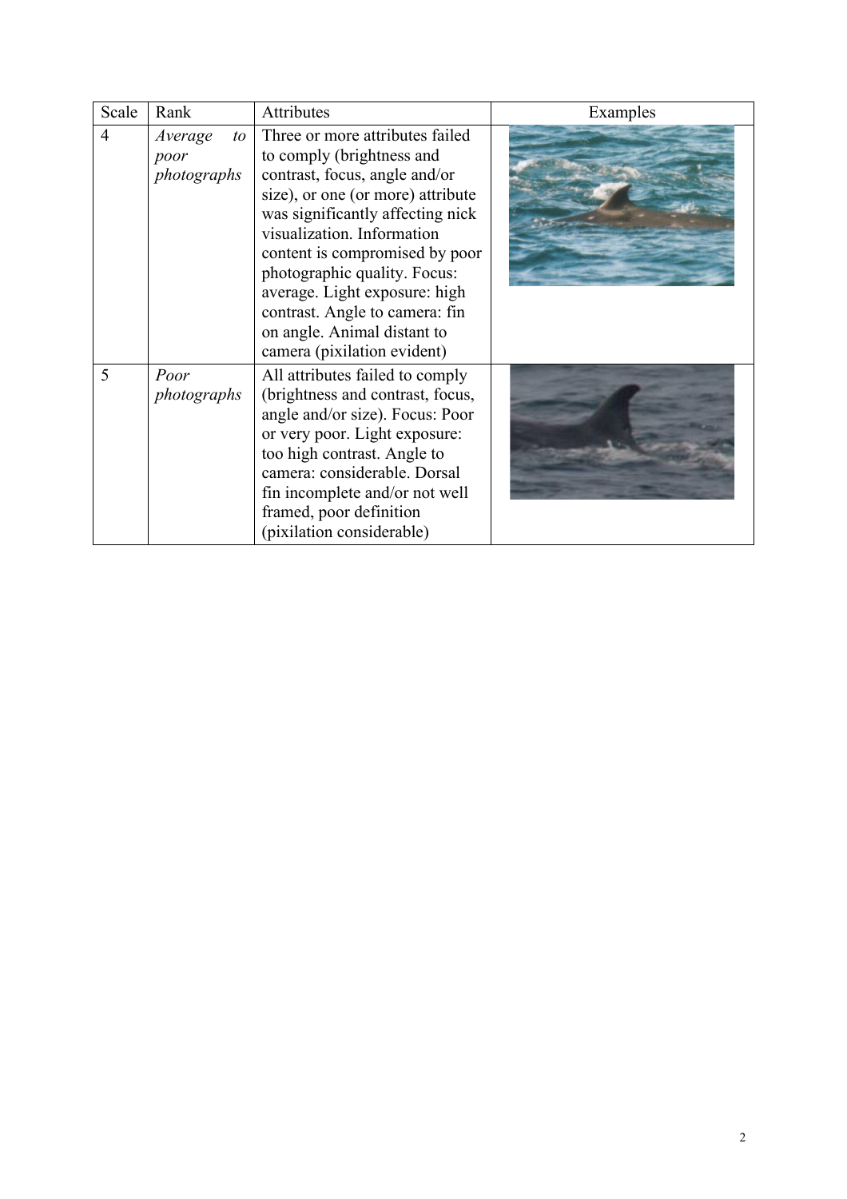| Scale | Rank | Attributes | Examples |
| --- | --- | --- | --- |
| 4 | *Average to poor photographs* | Three or more attributes failed to comply (brightness and contrast, focus, angle and/or size), or one (or more) attribute was significantly affecting nick visualization. Information content is compromised by poor photographic quality. Focus: average. Light exposure: high contrast. Angle to camera: fin on angle. Animal distant to camera (pixilation evident) | |
| 5 | *Poor photographs* | All attributes failed to comply (brightness and contrast, focus, angle and/or size). Focus: Poor or very poor. Light exposure: too high contrast. Angle to camera: considerable. Dorsal fin incomplete and/or not well framed, poor definition (pixilation considerable) | |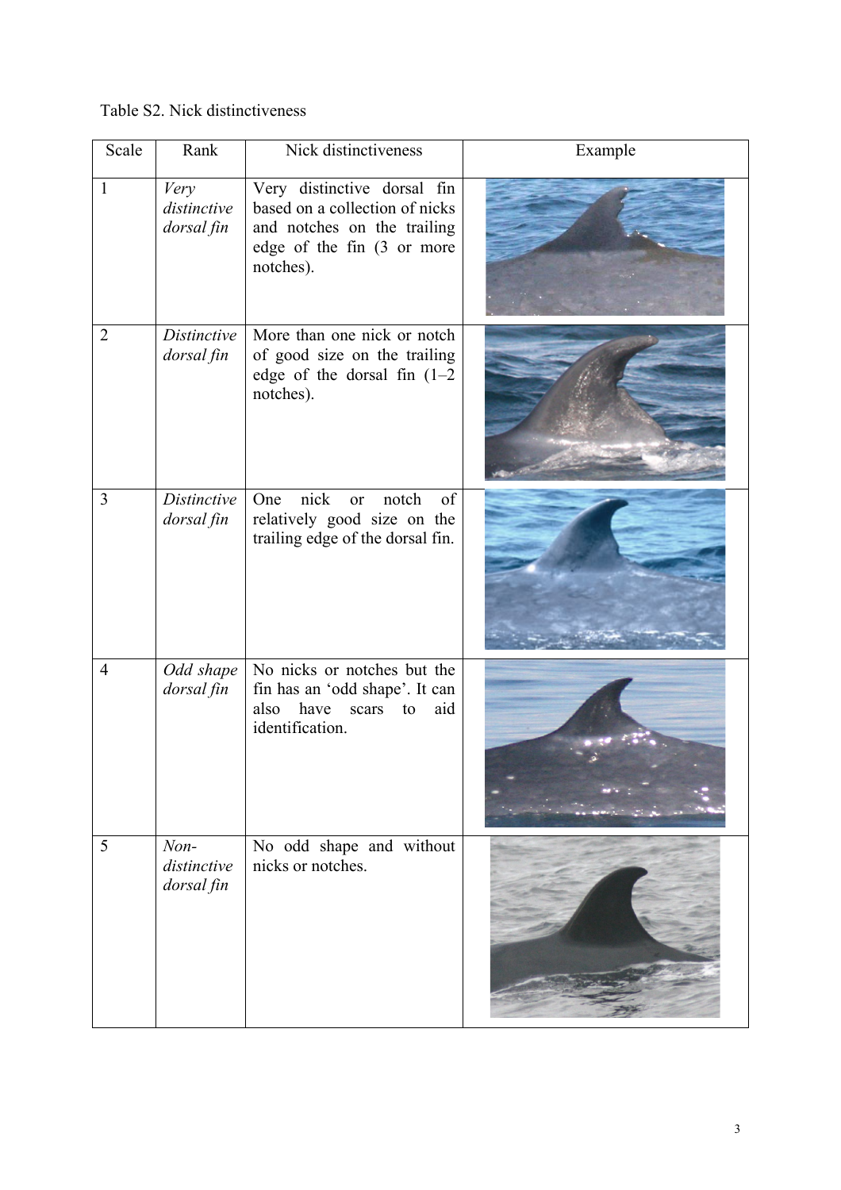Table S2. Nick distinctiveness

| Scale | Rank | Nick distinctiveness | Example |
| --- | --- | --- | --- |
| 1 | *Very distinctive dorsal fin* | Very distinctive dorsal fin based on a collection of nicks and notches on the trailing edge of the fin (3 or more notches). | |
| 2 | *Distinctive dorsal fin* | More than one nick or notch of good size on the trailing edge of the dorsal fin (1–2 notches). | |
| 3 | *Distinctive dorsal fin* | One nick or notch of relatively good size on the trailing edge of the dorsal fin. | |
| 4 | *Odd shape dorsal fin* | No nicks or notches but the fin has an 'odd shape'. It can also have scars to aid identification. | |
| 5 | *Non-distinctive dorsal fin* | No odd shape and without nicks or notches. | |